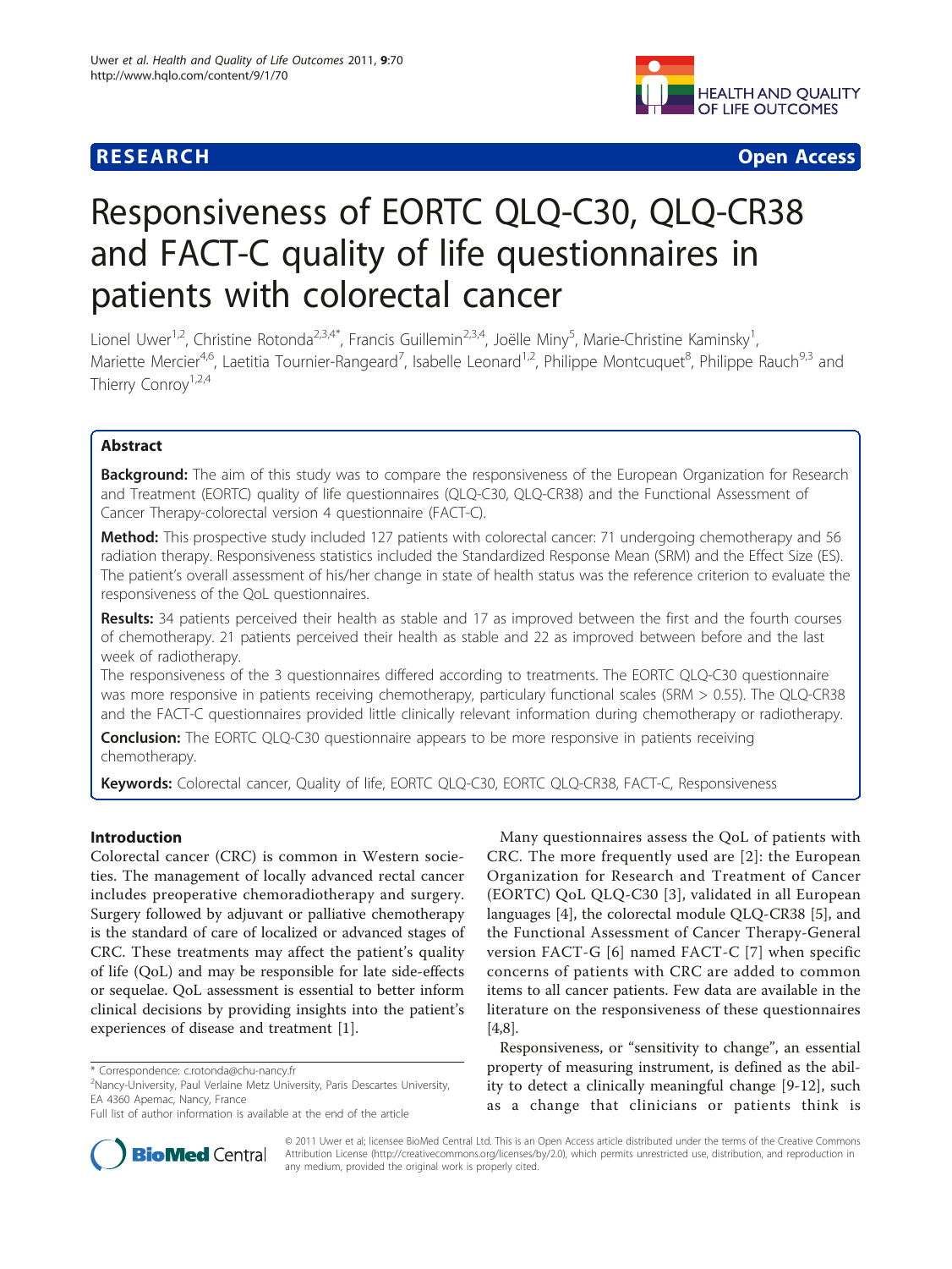**RESEARCH** **Open Access**

# Responsiveness of EORTC QLQ-C30, QLQ-CR38 and FACT-C quality of life questionnaires in patients with colorectal cancer

Lionel Uwer[1,2], Christine Rotonda[2,3,4*], Francis Guillemin[2,3,4], Joëlle Miny[5], Marie-Christine Kaminsky[1], Mariette Mercier[4,6], Laetitia Tournier-Rangeard[7], Isabelle Leonard[1,2], Philippe Montcuquet[8], Philippe Rauch[9,3] and Thierry Conroy[1,2,4]

## Abstract

**Background:** The aim of this study was to compare the responsiveness of the European Organization for Research and Treatment (EORTC) quality of life questionnaires (QLQ-C30, QLQ-CR38) and the Functional Assessment of Cancer Therapy-colorectal version 4 questionnaire (FACT-C).

**Method:** This prospective study included 127 patients with colorectal cancer: 71 undergoing chemotherapy and 56 radiation therapy. Responsiveness statistics included the Standardized Response Mean (SRM) and the Effect Size (ES). The patient's overall assessment of his/her change in state of health status was the reference criterion to evaluate the responsiveness of the QoL questionnaires.

**Results:** 34 patients perceived their health as stable and 17 as improved between the first and the fourth courses of chemotherapy. 21 patients perceived their health as stable and 22 as improved between before and the last week of radiotherapy.

The responsiveness of the 3 questionnaires differed according to treatments. The EORTC QLQ-C30 questionnaire was more responsive in patients receiving chemotherapy, particulary functional scales (SRM > 0.55). The QLQ-CR38 and the FACT-C questionnaires provided little clinically relevant information during chemotherapy or radiotherapy.

**Conclusion:** The EORTC QLQ-C30 questionnaire appears to be more responsive in patients receiving chemotherapy.

**Keywords:** Colorectal cancer, Quality of life, EORTC QLQ-C30, EORTC QLQ-CR38, FACT-C, Responsiveness

## Introduction

Colorectal cancer (CRC) is common in Western societies. The management of locally advanced rectal cancer includes preoperative chemoradiotherapy and surgery. Surgery followed by adjuvant or palliative chemotherapy is the standard of care of localized or advanced stages of CRC. These treatments may affect the patient's quality of life (QoL) and may be responsible for late side-effects or sequelae. QoL assessment is essential to better inform clinical decisions by providing insights into the patient's experiences of disease and treatment [1].

Many questionnaires assess the QoL of patients with CRC. The more frequently used are [2]: the European Organization for Research and Treatment of Cancer (EORTC) QoL QLQ-C30 [3], validated in all European languages [4], the colorectal module QLQ-CR38 [5], and the Functional Assessment of Cancer Therapy-General version FACT-G [6] named FACT-C [7] when specific concerns of patients with CRC are added to common items to all cancer patients. Few data are available in the literature on the responsiveness of these questionnaires [4,8].

Responsiveness, or "sensitivity to change", an essential property of measuring instrument, is defined as the ability to detect a clinically meaningful change [9-12], such as a change that clinicians or patients think is

\* Correspondence: c.rotonda@chu-nancy.fr
[2]Nancy-University, Paul Verlaine Metz University, Paris Descartes University, EA 4360 Apemac, Nancy, France
Full list of author information is available at the end of the article

© 2011 Uwer et al; licensee BioMed Central Ltd. This is an Open Access article distributed under the terms of the Creative Commons Attribution License (http://creativecommons.org/licenses/by/2.0), which permits unrestricted use, distribution, and reproduction in any medium, provided the original work is properly cited.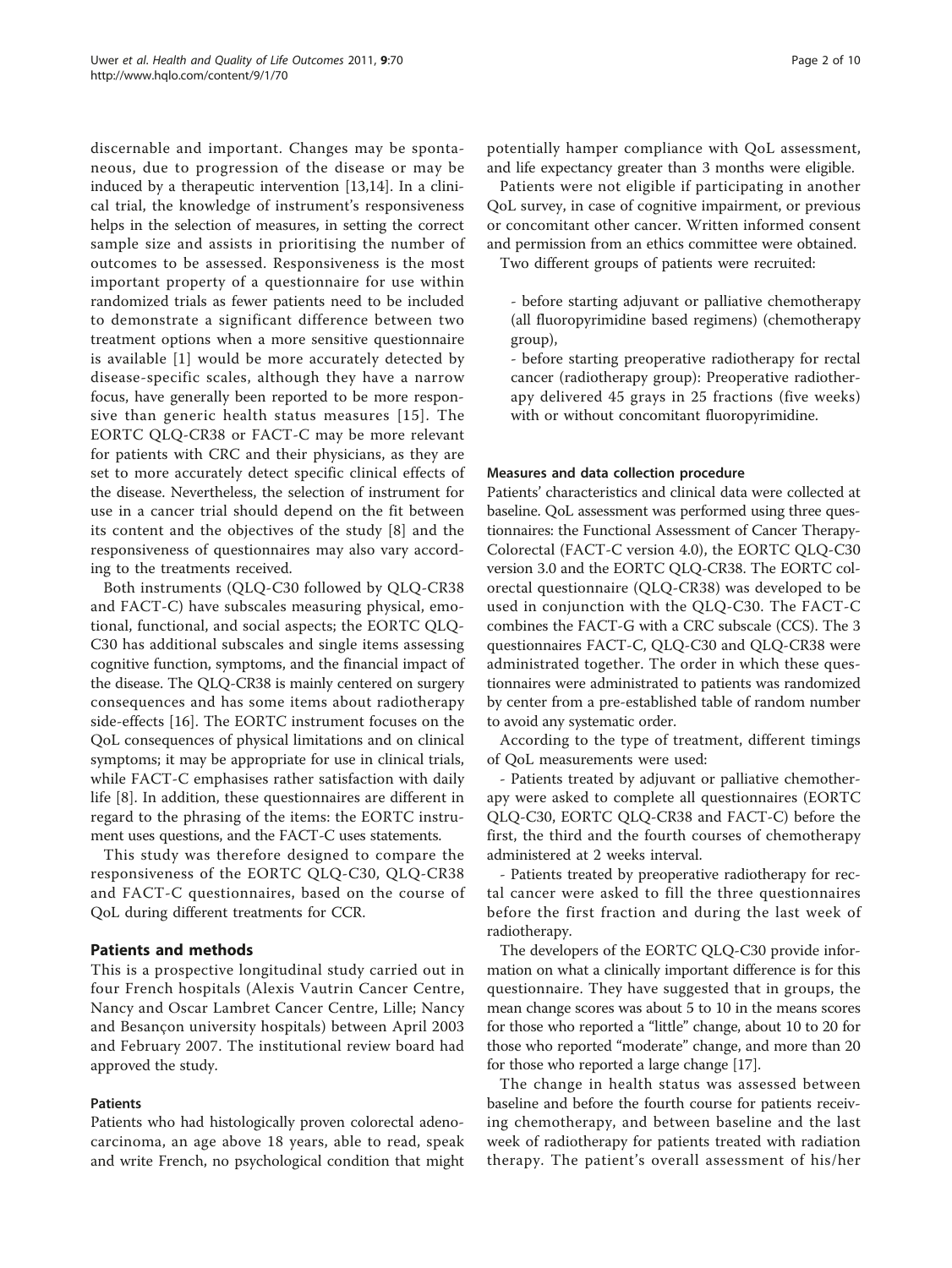discernable and important. Changes may be spontaneous, due to progression of the disease or may be induced by a therapeutic intervention [13,14]. In a clinical trial, the knowledge of instrument's responsiveness helps in the selection of measures, in setting the correct sample size and assists in prioritising the number of outcomes to be assessed. Responsiveness is the most important property of a questionnaire for use within randomized trials as fewer patients need to be included to demonstrate a significant difference between two treatment options when a more sensitive questionnaire is available [1] would be more accurately detected by disease-specific scales, although they have a narrow focus, have generally been reported to be more responsive than generic health status measures [15]. The EORTC QLQ-CR38 or FACT-C may be more relevant for patients with CRC and their physicians, as they are set to more accurately detect specific clinical effects of the disease. Nevertheless, the selection of instrument for use in a cancer trial should depend on the fit between its content and the objectives of the study [8] and the responsiveness of questionnaires may also vary according to the treatments received.

Both instruments (QLQ-C30 followed by QLQ-CR38 and FACT-C) have subscales measuring physical, emotional, functional, and social aspects; the EORTC QLQ-C30 has additional subscales and single items assessing cognitive function, symptoms, and the financial impact of the disease. The QLQ-CR38 is mainly centered on surgery consequences and has some items about radiotherapy side-effects [16]. The EORTC instrument focuses on the QoL consequences of physical limitations and on clinical symptoms; it may be appropriate for use in clinical trials, while FACT-C emphasises rather satisfaction with daily life [8]. In addition, these questionnaires are different in regard to the phrasing of the items: the EORTC instrument uses questions, and the FACT-C uses statements.

This study was therefore designed to compare the responsiveness of the EORTC QLQ-C30, QLQ-CR38 and FACT-C questionnaires, based on the course of QoL during different treatments for CCR.

## Patients and methods

This is a prospective longitudinal study carried out in four French hospitals (Alexis Vautrin Cancer Centre, Nancy and Oscar Lambret Cancer Centre, Lille; Nancy and Besançon university hospitals) between April 2003 and February 2007. The institutional review board had approved the study.

### Patients

Patients who had histologically proven colorectal adenocarcinoma, an age above 18 years, able to read, speak and write French, no psychological condition that might potentially hamper compliance with QoL assessment, and life expectancy greater than 3 months were eligible.

Patients were not eligible if participating in another QoL survey, in case of cognitive impairment, or previous or concomitant other cancer. Written informed consent and permission from an ethics committee were obtained.

Two different groups of patients were recruited:

- before starting adjuvant or palliative chemotherapy (all fluoropyrimidine based regimens) (chemotherapy group),
- before starting preoperative radiotherapy for rectal cancer (radiotherapy group): Preoperative radiotherapy delivered 45 grays in 25 fractions (five weeks) with or without concomitant fluoropyrimidine.

### Measures and data collection procedure

Patients' characteristics and clinical data were collected at baseline. QoL assessment was performed using three questionnaires: the Functional Assessment of Cancer Therapy-Colorectal (FACT-C version 4.0), the EORTC QLQ-C30 version 3.0 and the EORTC QLQ-CR38. The EORTC colorectal questionnaire (QLQ-CR38) was developed to be used in conjunction with the QLQ-C30. The FACT-C combines the FACT-G with a CRC subscale (CCS). The 3 questionnaires FACT-C, QLQ-C30 and QLQ-CR38 were administrated together. The order in which these questionnaires were administrated to patients was randomized by center from a pre-established table of random number to avoid any systematic order.

According to the type of treatment, different timings of QoL measurements were used:

- Patients treated by adjuvant or palliative chemotherapy were asked to complete all questionnaires (EORTC QLQ-C30, EORTC QLQ-CR38 and FACT-C) before the first, the third and the fourth courses of chemotherapy administered at 2 weeks interval.
- Patients treated by preoperative radiotherapy for rectal cancer were asked to fill the three questionnaires before the first fraction and during the last week of radiotherapy.

The developers of the EORTC QLQ-C30 provide information on what a clinically important difference is for this questionnaire. They have suggested that in groups, the mean change scores was about 5 to 10 in the means scores for those who reported a "little" change, about 10 to 20 for those who reported "moderate" change, and more than 20 for those who reported a large change [17].

The change in health status was assessed between baseline and before the fourth course for patients receiving chemotherapy, and between baseline and the last week of radiotherapy for patients treated with radiation therapy. The patient's overall assessment of his/her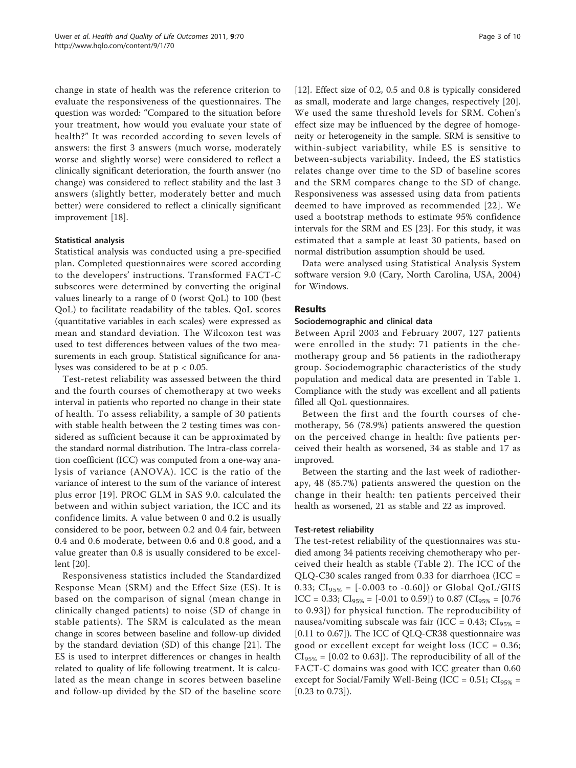change in state of health was the reference criterion to evaluate the responsiveness of the questionnaires. The question was worded: "Compared to the situation before your treatment, how would you evaluate your state of health?" It was recorded according to seven levels of answers: the first 3 answers (much worse, moderately worse and slightly worse) were considered to reflect a clinically significant deterioration, the fourth answer (no change) was considered to reflect stability and the last 3 answers (slightly better, moderately better and much better) were considered to reflect a clinically significant improvement [18].

### Statistical analysis

Statistical analysis was conducted using a pre-specified plan. Completed questionnaires were scored according to the developers' instructions. Transformed FACT-C subscores were determined by converting the original values linearly to a range of 0 (worst QoL) to 100 (best QoL) to facilitate readability of the tables. QoL scores (quantitative variables in each scales) were expressed as mean and standard deviation. The Wilcoxon test was used to test differences between values of the two measurements in each group. Statistical significance for analyses was considered to be at $p < 0.05$.

Test-retest reliability was assessed between the third and the fourth courses of chemotherapy at two weeks interval in patients who reported no change in their state of health. To assess reliability, a sample of 30 patients with stable health between the 2 testing times was considered as sufficient because it can be approximated by the standard normal distribution. The Intra-class correlation coefficient (ICC) was computed from a one-way analysis of variance (ANOVA). ICC is the ratio of the variance of interest to the sum of the variance of interest plus error [19]. PROC GLM in SAS 9.0. calculated the between and within subject variation, the ICC and its confidence limits. A value between 0 and 0.2 is usually considered to be poor, between 0.2 and 0.4 fair, between 0.4 and 0.6 moderate, between 0.6 and 0.8 good, and a value greater than 0.8 is usually considered to be excellent [20].

Responsiveness statistics included the Standardized Response Mean (SRM) and the Effect Size (ES). It is based on the comparison of signal (mean change in clinically changed patients) to noise (SD of change in stable patients). The SRM is calculated as the mean change in scores between baseline and follow-up divided by the standard deviation (SD) of this change [21]. The ES is used to interpret differences or changes in health related to quality of life following treatment. It is calculated as the mean change in scores between baseline and follow-up divided by the SD of the baseline score [12]. Effect size of 0.2, 0.5 and 0.8 is typically considered as small, moderate and large changes, respectively [20]. We used the same threshold levels for SRM. Cohen's effect size may be influenced by the degree of homogeneity or heterogeneity in the sample. SRM is sensitive to within-subject variability, while ES is sensitive to between-subjects variability. Indeed, the ES statistics relates change over time to the SD of baseline scores and the SRM compares change to the SD of change. Responsiveness was assessed using data from patients deemed to have improved as recommended [22]. We used a bootstrap methods to estimate 95% confidence intervals for the SRM and ES [23]. For this study, it was estimated that a sample at least 30 patients, based on normal distribution assumption should be used.

Data were analysed using Statistical Analysis System software version 9.0 (Cary, North Carolina, USA, 2004) for Windows.

## Results

### Sociodemographic and clinical data

Between April 2003 and February 2007, 127 patients were enrolled in the study: 71 patients in the chemotherapy group and 56 patients in the radiotherapy group. Sociodemographic characteristics of the study population and medical data are presented in Table 1. Compliance with the study was excellent and all patients filled all QoL questionnaires.

Between the first and the fourth courses of chemotherapy, 56 (78.9%) patients answered the question on the perceived change in health: five patients perceived their health as worsened, 34 as stable and 17 as improved.

Between the starting and the last week of radiotherapy, 48 (85.7%) patients answered the question on the change in their health: ten patients perceived their health as worsened, 21 as stable and 22 as improved.

### Test-retest reliability

The test-retest reliability of the questionnaires was studied among 34 patients receiving chemotherapy who perceived their health as stable (Table 2). The ICC of the QLQ-C30 scales ranged from 0.33 for diarrhoea (ICC = 0.33; $CI_{95\%}$ = [-0.003 to -0.60]) or Global QoL/GHS ICC = 0.33; $CI_{95\%}$ = [-0.01 to 0.59]) to 0.87 ($CI_{95\%}$ = [0.76 to 0.93]) for physical function. The reproducibility of nausea/vomiting subscale was fair (ICC = 0.43; $CI_{95\%}$ = [0.11 to 0.67]). The ICC of QLQ-CR38 questionnaire was good or excellent except for weight loss (ICC = 0.36; $CI_{95\%}$ = [0.02 to 0.63]). The reproducibility of all of the FACT-C domains was good with ICC greater than 0.60 except for Social/Family Well-Being (ICC = 0.51; $CI_{95\%}$ = [0.23 to 0.73]).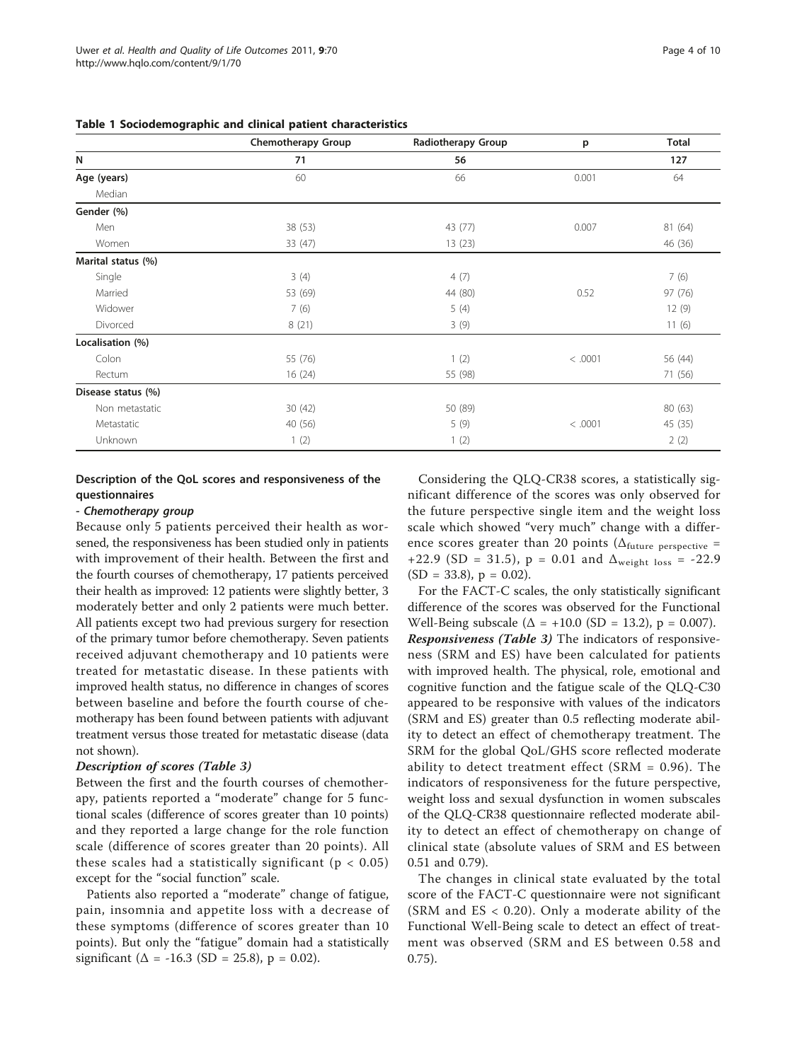**Table 1 Sociodemographic and clinical patient characteristics**

| | Chemotherapy Group | Radiotherapy Group | p | Total |
|---|---|---|---|---|
| **N** | **71** | **56** | | **127** |
| **Age (years)** | 60 | 66 | 0.001 | 64 |
| Median | | | | |
| **Gender (%)** | | | | |
| Men | 38 (53) | 43 (77) | 0.007 | 81 (64) |
| Women | 33 (47) | 13 (23) | | 46 (36) |
| **Marital status (%)** | | | | |
| Single | 3 (4) | 4 (7) | | 7 (6) |
| Married | 53 (69) | 44 (80) | 0.52 | 97 (76) |
| Widower | 7 (6) | 5 (4) | | 12 (9) |
| Divorced | 8 (21) | 3 (9) | | 11 (6) |
| **Localisation (%)** | | | | |
| Colon | 55 (76) | 1 (2) | < .0001 | 56 (44) |
| Rectum | 16 (24) | 55 (98) | | 71 (56) |
| **Disease status (%)** | | | | |
| Non metastatic | 30 (42) | 50 (89) | | 80 (63) |
| Metastatic | 40 (56) | 5 (9) | < .0001 | 45 (35) |
| Unknown | 1 (2) | 1 (2) | | 2 (2) |

### Description of the QoL scores and responsiveness of the questionnaires

***- Chemotherapy group***

Because only 5 patients perceived their health as worsened, the responsiveness has been studied only in patients with improvement of their health. Between the first and the fourth courses of chemotherapy, 17 patients perceived their health as improved: 12 patients were slightly better, 3 moderately better and only 2 patients were much better. All patients except two had previous surgery for resection of the primary tumor before chemotherapy. Seven patients received adjuvant chemotherapy and 10 patients were treated for metastatic disease. In these patients with improved health status, no difference in changes of scores between baseline and before the fourth course of chemotherapy has been found between patients with adjuvant treatment versus those treated for metastatic disease (data not shown).

***Description of scores (Table 3)***

Between the first and the fourth courses of chemotherapy, patients reported a "moderate" change for 5 functional scales (difference of scores greater than 10 points) and they reported a large change for the role function scale (difference of scores greater than 20 points). All these scales had a statistically significant ($p < 0.05$) except for the "social function" scale.

Patients also reported a "moderate" change of fatigue, pain, insomnia and appetite loss with a decrease of these symptoms (difference of scores greater than 10 points). But only the "fatigue" domain had a statistically significant ($\Delta$ = -16.3 (SD = 25.8), p = 0.02).

Considering the QLQ-CR38 scores, a statistically significant difference of the scores was only observed for the future perspective single item and the weight loss scale which showed "very much" change with a difference scores greater than 20 points ($\Delta_{\text{future perspective}}$ = +22.9 (SD = 31.5), p = 0.01 and $\Delta_{\text{weight loss}}$ = -22.9 (SD = 33.8), p = 0.02).

For the FACT-C scales, the only statistically significant difference of the scores was observed for the Functional Well-Being subscale ($\Delta$ = +10.0 (SD = 13.2), p = 0.007).

***Responsiveness (Table 3)*** The indicators of responsiveness (SRM and ES) have been calculated for patients with improved health. The physical, role, emotional and cognitive function and the fatigue scale of the QLQ-C30 appeared to be responsive with values of the indicators (SRM and ES) greater than 0.5 reflecting moderate ability to detect an effect of chemotherapy treatment. The SRM for the global QoL/GHS score reflected moderate ability to detect treatment effect (SRM = 0.96). The indicators of responsiveness for the future perspective, weight loss and sexual dysfunction in women subscales of the QLQ-CR38 questionnaire reflected moderate ability to detect an effect of chemotherapy on change of clinical state (absolute values of SRM and ES between 0.51 and 0.79).

The changes in clinical state evaluated by the total score of the FACT-C questionnaire were not significant (SRM and ES < 0.20). Only a moderate ability of the Functional Well-Being scale to detect an effect of treatment was observed (SRM and ES between 0.58 and 0.75).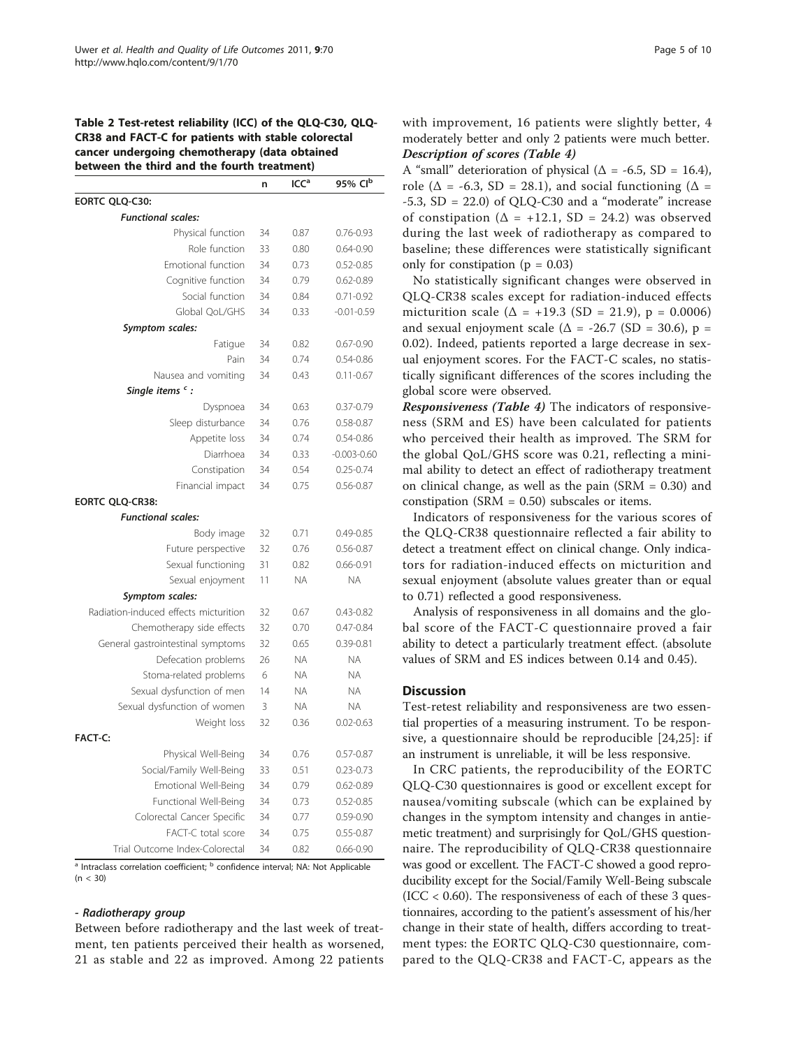**Table 2 Test-retest reliability (ICC) of the QLQ-C30, QLQ-CR38 and FACT-C for patients with stable colorectal cancer undergoing chemotherapy (data obtained between the third and the fourth treatment)**

| | n | ICC[a] | 95% CI[b] |
|---|---|---|---|
| **EORTC QLQ-C30:** | | | |
| ***Functional scales:*** | | | |
| Physical function | 34 | 0.87 | 0.76-0.93 |
| Role function | 33 | 0.80 | 0.64-0.90 |
| Emotional function | 34 | 0.73 | 0.52-0.85 |
| Cognitive function | 34 | 0.79 | 0.62-0.89 |
| Social function | 34 | 0.84 | 0.71-0.92 |
| Global QoL/GHS | 34 | 0.33 | -0.01-0.59 |
| ***Symptom scales:*** | | | |
| Fatigue | 34 | 0.82 | 0.67-0.90 |
| Pain | 34 | 0.74 | 0.54-0.86 |
| Nausea and vomiting | 34 | 0.43 | 0.11-0.67 |
| ***Single items [c] :*** | | | |
| Dyspnoea | 34 | 0.63 | 0.37-0.79 |
| Sleep disturbance | 34 | 0.76 | 0.58-0.87 |
| Appetite loss | 34 | 0.74 | 0.54-0.86 |
| Diarrhoea | 34 | 0.33 | -0.003-0.60 |
| Constipation | 34 | 0.54 | 0.25-0.74 |
| Financial impact | 34 | 0.75 | 0.56-0.87 |
| **EORTC QLQ-CR38:** | | | |
| ***Functional scales:*** | | | |
| Body image | 32 | 0.71 | 0.49-0.85 |
| Future perspective | 32 | 0.76 | 0.56-0.87 |
| Sexual functioning | 31 | 0.82 | 0.66-0.91 |
| Sexual enjoyment | 11 | NA | NA |
| ***Symptom scales:*** | | | |
| Radiation-induced effects micturition | 32 | 0.67 | 0.43-0.82 |
| Chemotherapy side effects | 32 | 0.70 | 0.47-0.84 |
| General gastrointestinal symptoms | 32 | 0.65 | 0.39-0.81 |
| Defecation problems | 26 | NA | NA |
| Stoma-related problems | 6 | NA | NA |
| Sexual dysfunction of men | 14 | NA | NA |
| Sexual dysfunction of women | 3 | NA | NA |
| Weight loss | 32 | 0.36 | 0.02-0.63 |
| **FACT-C:** | | | |
| Physical Well-Being | 34 | 0.76 | 0.57-0.87 |
| Social/Family Well-Being | 33 | 0.51 | 0.23-0.73 |
| Emotional Well-Being | 34 | 0.79 | 0.62-0.89 |
| Functional Well-Being | 34 | 0.73 | 0.52-0.85 |
| Colorectal Cancer Specific | 34 | 0.77 | 0.59-0.90 |
| FACT-C total score | 34 | 0.75 | 0.55-0.87 |
| Trial Outcome Index-Colorectal | 34 | 0.82 | 0.66-0.90 |

[a] Intraclass correlation coefficient; [b] confidence interval; NA: Not Applicable (n < 30)

***- Radiotherapy group***

Between before radiotherapy and the last week of treatment, ten patients perceived their health as worsened, 21 as stable and 22 as improved. Among 22 patients with improvement, 16 patients were slightly better, 4 moderately better and only 2 patients were much better.

***Description of scores (Table 4)***

A "small" deterioration of physical ($\Delta$ = -6.5, SD = 16.4), role ($\Delta$ = -6.3, SD = 28.1), and social functioning ($\Delta$ = -5.3, SD = 22.0) of QLQ-C30 and a "moderate" increase of constipation ($\Delta$ = +12.1, SD = 24.2) was observed during the last week of radiotherapy as compared to baseline; these differences were statistically significant only for constipation ($p = 0.03$)

No statistically significant changes were observed in QLQ-CR38 scales except for radiation-induced effects micturition scale ($\Delta$ = +19.3 (SD = 21.9), $p = 0.0006$) and sexual enjoyment scale ($\Delta$ = -26.7 (SD = 30.6), $p = 0.02$). Indeed, patients reported a large decrease in sexual enjoyment scores. For the FACT-C scales, no statistically significant differences of the scores including the global score were observed.

***Responsiveness (Table 4)*** The indicators of responsiveness (SRM and ES) have been calculated for patients who perceived their health as improved. The SRM for the global QoL/GHS score was 0.21, reflecting a minimal ability to detect an effect of radiotherapy treatment on clinical change, as well as the pain (SRM = 0.30) and constipation (SRM = 0.50) subscales or items.

Indicators of responsiveness for the various scores of the QLQ-CR38 questionnaire reflected a fair ability to detect a treatment effect on clinical change. Only indicators for radiation-induced effects on micturition and sexual enjoyment (absolute values greater than or equal to 0.71) reflected a good responsiveness.

Analysis of responsiveness in all domains and the global score of the FACT-C questionnaire proved a fair ability to detect a particularly treatment effect. (absolute values of SRM and ES indices between 0.14 and 0.45).

## Discussion

Test-retest reliability and responsiveness are two essential properties of a measuring instrument. To be responsive, a questionnaire should be reproducible [24,25]: if an instrument is unreliable, it will be less responsive.

In CRC patients, the reproducibility of the EORTC QLQ-C30 questionnaires is good or excellent except for nausea/vomiting subscale (which can be explained by changes in the symptom intensity and changes in antiemetic treatment) and surprisingly for QoL/GHS questionnaire. The reproducibility of QLQ-CR38 questionnaire was good or excellent. The FACT-C showed a good reproducibility except for the Social/Family Well-Being subscale (ICC < 0.60). The responsiveness of each of these 3 questionnaires, according to the patient's assessment of his/her change in their state of health, differs according to treatment types: the EORTC QLQ-C30 questionnaire, compared to the QLQ-CR38 and FACT-C, appears as the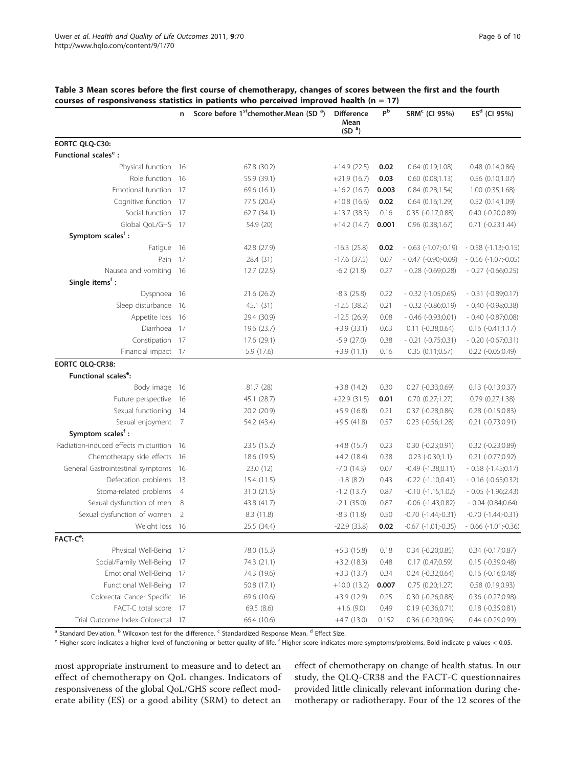**Table 3 Mean scores before the first course of chemotherapy, changes of scores between the first and the fourth courses of responsiveness statistics in patients who perceived improved health (n = 17)**

| | n | Score before 1[st] chemother. Mean (SD [a]) | Difference Mean (SD [a]) | P[b] | SRM[c] (CI 95%) | ES[d] (CI 95%) |
|---|---|---|---|---|---|---|
| **EORTC QLQ-C30:** | | | | | | |
| **Functional scales[e]:** | | | | | | |
| Physical function | 16 | 67.8 (30.2) | +14.9 (22.5) | **0.02** | 0.64 (0.19;1.08) | 0.48 (0.14;0.86) |
| Role function | 16 | 55.9 (39.1) | +21.9 (16.7) | **0.03** | 0.60 (0.08;1.13) | 0.56 (0.10;1.07) |
| Emotional function | 17 | 69.6 (16.1) | +16.2 (16.7) | **0.003** | 0.84 (0.28;1.54) | 1.00 (0.35;1.68) |
| Cognitive function | 17 | 77.5 (20.4) | +10.8 (16.6) | **0.02** | 0.64 (0.16;1.29) | 0.52 (0.14;1.09) |
| Social function | 17 | 62.7 (34.1) | +13.7 (38.3) | 0.16 | 0.35 (-0.17;0.88) | 0.40 (-0.20;0.89) |
| Global QoL/GHS | 17 | 54.9 (20) | +14.2 (14.7) | **0.001** | 0.96 (0.38;1.67) | 0.71 (-0.23;1.44) |
| **Symptom scales[f]:** | | | | | | |
| Fatigue | 16 | 42.8 (27.9) | -16.3 (25.8) | **0.02** | - 0.63 (-1.07;-0.19) | - 0.58 (-1.13;-0.15) |
| Pain | 17 | 28.4 (31) | -17.6 (37.5) | 0.07 | - 0.47 (-0.90;-0.09) | - 0.56 (-1.07;-0.05) |
| Nausea and vomiting | 16 | 12.7 (22.5) | -6.2 (21.8) | 0.27 | - 0.28 (-0.69;0.28) | - 0.27 (-0.66;0.25) |
| **Single items[f]:** | | | | | | |
| Dyspnoea | 16 | 21.6 (26.2) | -8.3 (25.8) | 0.22 | - 0.32 (-1.05;0.65) | - 0.31 (-0.89;0.17) |
| Sleep disturbance | 16 | 45.1 (31) | -12.5 (38.2) | 0.21 | - 0.32 (-0.86;0.19) | - 0.40 (-0.98;0.38) |
| Appetite loss | 16 | 29.4 (30.9) | -12.5 (26.9) | 0.08 | - 0.46 (-0.93;0.01) | - 0.40 (-0.87;0.08) |
| Diarrhoea | 17 | 19.6 (23.7) | +3.9 (33.1) | 0.63 | 0.11 (-0.38;0.64) | 0.16 (-0.41;1.17) |
| Constipation | 17 | 17.6 (29.1) | -5.9 (27.0) | 0.38 | - 0.21 (-0.75;0.31) | - 0.20 (-0.67;0.31) |
| Financial impact | 17 | 5.9 (17.6) | +3.9 (11.1) | 0.16 | 0.35 (0.11;0.57) | 0.22 (-0.05;0.49) |
| **EORTC QLQ-CR38:** | | | | | | |
| **Functional scales[e]:** | | | | | | |
| Body image | 16 | 81.7 (28) | +3.8 (14.2) | 0.30 | 0.27 (-0.33;0.69) | 0.13 (-0.13;0.37) |
| Future perspective | 16 | 45.1 (28.7) | +22.9 (31.5) | **0.01** | 0.70 (0.27;1.27) | 0.79 (0.27;1.38) |
| Sexual functioning | 14 | 20.2 (20.9) | +5.9 (16.8) | 0.21 | 0.37 (-0.28;0.86) | 0.28 (-0.15;0.83) |
| Sexual enjoyment | 7 | 54.2 (43.4) | +9.5 (41.8) | 0.57 | 0.23 (-0.56;1.28) | 0.21 (-0.73;0.91) |
| **Symptom scales[f]:** | | | | | | |
| Radiation-induced effects micturition | 16 | 23.5 (15.2) | +4.8 (15.7) | 0.23 | 0.30 (-0.23;0.91) | 0.32 (-0.23;0.89) |
| Chemotherapy side effects | 16 | 18.6 (19.5) | +4.2 (18.4) | 0.38 | 0.23 (-0.30;1.1) | 0.21 (-0.77;0.92) |
| General Gastrointestinal symptoms | 16 | 23.0 (12) | -7.0 (14.3) | 0.07 | -0.49 (-1.38;0.11) | - 0.58 (-1.45;0.17) |
| Defecation problems | 13 | 15.4 (11.5) | -1.8 (8.2) | 0.43 | -0.22 (-1.10;0.41) | - 0.16 (-0.65;0.32) |
| Stoma-related problems | 4 | 31.0 (21.5) | -1.2 (13.7) | 0.87 | -0.10 (-1.15;1.02) | - 0.05 (-1.96;2.43) |
| Sexual dysfunction of men | 8 | 43.8 (41.7) | -2.1 (35.0) | 0.87 | -0.06 (-1.43;0.82) | - 0.04 (0.84;0.64) |
| Sexual dysfunction of women | 2 | 8.3 (11.8) | -8.3 (11.8) | 0.50 | -0.70 (-1.44;-0.31) | -0.70 (-1.44;-0.31) |
| Weight loss | 16 | 25.5 (34.4) | -22.9 (33.8) | **0.02** | -0.67 (-1.01;-0.35) | - 0.66 (-1.01;-0.36) |
| **FACT-C[e]:** | | | | | | |
| Physical Well-Being | 17 | 78.0 (15.3) | +5.3 (15.8) | 0.18 | 0.34 (-0.20;0.85) | 0.34 (-0.17;0.87) |
| Social/Family Well-Being | 17 | 74.3 (21.1) | +3.2 (18.3) | 0.48 | 0.17 (0.47;0.59) | 0.15 (-0.39;0.48) |
| Emotional Well-Being | 17 | 74.3 (19.6) | +3.3 (13.7) | 0.34 | 0.24 (-0.32;0.64) | 0.16 (-0.16;0.48) |
| Functional Well-Being | 17 | 50.8 (17.1) | +10.0 (13.2) | **0.007** | 0.75 (0.20;1.27) | 0.58 (0.19;0.93) |
| Colorectal Cancer Specific | 16 | 69.6 (10.6) | +3.9 (12.9) | 0.25 | 0.30 (-0.26;0.88) | 0.36 (-0.27;0.98) |
| FACT-C total score | 17 | 69.5 (8.6) | +1.6 (9.0) | 0.49 | 0.19 (-0.36;0.71) | 0.18 (-0.35;0.81) |
| Trial Outcome Index-Colorectal | 17 | 66.4 (10.6) | +4.7 (13.0) | 0.152 | 0.36 (-0.20;0.96) | 0.44 (-0.29;0.99) |

[a] Standard Deviation. [b] Wilcoxon test for the difference. [c] Standardized Response Mean. [d] Effect Size.
[e] Higher score indicates a higher level of functioning or better quality of life. [f] Higher score indicates more symptoms/problems. Bold indicate p values < 0.05.

most appropriate instrument to measure and to detect an effect of chemotherapy on QoL changes. Indicators of responsiveness of the global QoL/GHS score reflect moderate ability (ES) or a good ability (SRM) to detect an effect of chemotherapy on change of health status. In our study, the QLQ-CR38 and the FACT-C questionnaires provided little clinically relevant information during chemotherapy or radiotherapy. Four of the 12 scores of the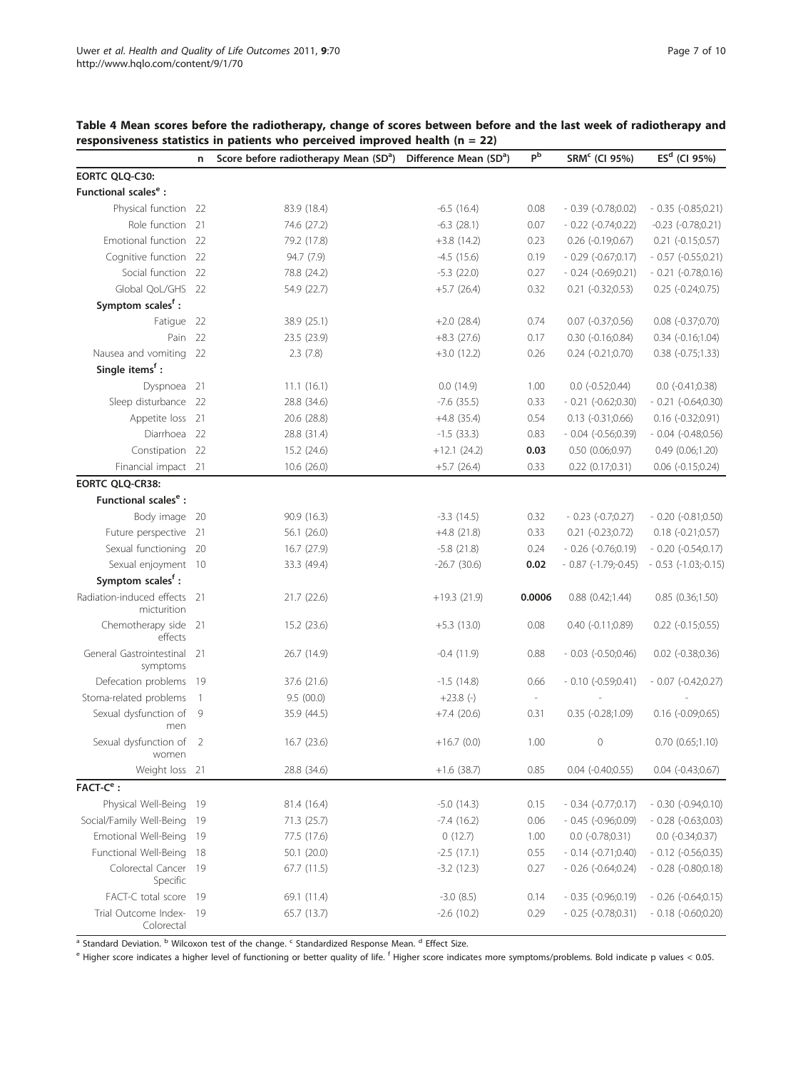**Table 4 Mean scores before the radiotherapy, change of scores between before and the last week of radiotherapy and responsiveness statistics in patients who perceived improved health (n = 22)**

| | n | Score before radiotherapy Mean (SD[a]) | Difference Mean (SD[a]) | P[b] | SRM[c] (CI 95%) | ES[d] (CI 95%) |
|---|---|---|---|---|---|---|
| **EORTC QLQ-C30:** | | | | | | |
| **Functional scales[e] :** | | | | | | |
| Physical function | 22 | 83.9 (18.4) | -6.5 (16.4) | 0.08 | - 0.39 (-0.78;0.02) | - 0.35 (-0.85;0.21) |
| Role function | 21 | 74.6 (27.2) | -6.3 (28.1) | 0.07 | - 0.22 (-0.74;0.22) | -0.23 (-0.78;0.21) |
| Emotional function | 22 | 79.2 (17.8) | +3.8 (14.2) | 0.23 | 0.26 (-0.19;0.67) | 0.21 (-0.15;0.57) |
| Cognitive function | 22 | 94.7 (7.9) | -4.5 (15.6) | 0.19 | - 0.29 (-0.67;0.17) | - 0.57 (-0.55;0.21) |
| Social function | 22 | 78.8 (24.2) | -5.3 (22.0) | 0.27 | - 0.24 (-0.69;0.21) | - 0.21 (-0.78;0.16) |
| Global QoL/GHS | 22 | 54.9 (22.7) | +5.7 (26.4) | 0.32 | 0.21 (-0.32;0.53) | 0.25 (-0.24;0.75) |
| **Symptom scales[f] :** | | | | | | |
| Fatigue | 22 | 38.9 (25.1) | +2.0 (28.4) | 0.74 | 0.07 (-0.37;0.56) | 0.08 (-0.37;0.70) |
| Pain | 22 | 23.5 (23.9) | +8.3 (27.6) | 0.17 | 0.30 (-0.16;0.84) | 0.34 (-0.16;1.04) |
| Nausea and vomiting | 22 | 2.3 (7.8) | +3.0 (12.2) | 0.26 | 0.24 (-0.21;0.70) | 0.38 (-0.75;1.33) |
| **Single items[f] :** | | | | | | |
| Dyspnoea | 21 | 11.1 (16.1) | 0.0 (14.9) | 1.00 | 0.0 (-0.52;0.44) | 0.0 (-0.41;0.38) |
| Sleep disturbance | 22 | 28.8 (34.6) | -7.6 (35.5) | 0.33 | - 0.21 (-0.62;0.30) | - 0.21 (-0.64;0.30) |
| Appetite loss | 21 | 20.6 (28.8) | +4.8 (35.4) | 0.54 | 0.13 (-0.31;0.66) | 0.16 (-0.32;0.91) |
| Diarrhoea | 22 | 28.8 (31.4) | -1.5 (33.3) | 0.83 | - 0.04 (-0.56;0.39) | - 0.04 (-0.48;0.56) |
| Constipation | 22 | 15.2 (24.6) | +12.1 (24.2) | **0.03** | 0.50 (0.06;0.97) | 0.49 (0.06;1.20) |
| Financial impact | 21 | 10.6 (26.0) | +5.7 (26.4) | 0.33 | 0.22 (0.17;0.31) | 0.06 (-0.15;0.24) |
| **EORTC QLQ-CR38:** | | | | | | |
| **Functional scales[e] :** | | | | | | |
| Body image | 20 | 90.9 (16.3) | -3.3 (14.5) | 0.32 | - 0.23 (-0.7;0.27) | - 0.20 (-0.81;0.50) |
| Future perspective | 21 | 56.1 (26.0) | +4.8 (21.8) | 0.33 | 0.21 (-0.23;0.72) | 0.18 (-0.21;0.57) |
| Sexual functioning | 20 | 16.7 (27.9) | -5.8 (21.8) | 0.24 | - 0.26 (-0.76;0.19) | - 0.20 (-0.54;0.17) |
| Sexual enjoyment | 10 | 33.3 (49.4) | -26.7 (30.6) | **0.02** | - 0.87 (-1.79;-0.45) | - 0.53 (-1.03;-0.15) |
| **Symptom scales[f] :** | | | | | | |
| Radiation-induced effects micturition | 21 | 21.7 (22.6) | +19.3 (21.9) | **0.0006** | 0.88 (0.42;1.44) | 0.85 (0.36;1.50) |
| Chemotherapy side effects | 21 | 15.2 (23.6) | +5.3 (13.0) | 0.08 | 0.40 (-0.11;0.89) | 0.22 (-0.15;0.55) |
| General Gastrointestinal symptoms | 21 | 26.7 (14.9) | -0.4 (11.9) | 0.88 | - 0.03 (-0.50;0.46) | 0.02 (-0.38;0.36) |
| Defecation problems | 19 | 37.6 (21.6) | -1.5 (14.8) | 0.66 | - 0.10 (-0.59;0.41) | - 0.07 (-0.42;0.27) |
| Stoma-related problems | 1 | 9.5 (00.0) | +23.8 (-) | - | - | - |
| Sexual dysfunction of men | 9 | 35.9 (44.5) | +7.4 (20.6) | 0.31 | 0.35 (-0.28;1.09) | 0.16 (-0.09;0.65) |
| Sexual dysfunction of women | 2 | 16.7 (23.6) | +16.7 (0.0) | 1.00 | 0 | 0.70 (0.65;1.10) |
| Weight loss | 21 | 28.8 (34.6) | +1.6 (38.7) | 0.85 | 0.04 (-0.40;0.55) | 0.04 (-0.43;0.67) |
| **FACT-C[e] :** | | | | | | |
| Physical Well-Being | 19 | 81.4 (16.4) | -5.0 (14.3) | 0.15 | - 0.34 (-0.77;0.17) | - 0.30 (-0.94;0.10) |
| Social/Family Well-Being | 19 | 71.3 (25.7) | -7.4 (16.2) | 0.06 | - 0.45 (-0.96;0.09) | - 0.28 (-0.63;0.03) |
| Emotional Well-Being | 19 | 77.5 (17.6) | 0 (12.7) | 1.00 | 0.0 (-0.78;0.31) | 0.0 (-0.34;0.37) |
| Functional Well-Being | 18 | 50.1 (20.0) | -2.5 (17.1) | 0.55 | - 0.14 (-0.71;0.40) | - 0.12 (-0.56;0.35) |
| Colorectal Cancer Specific | 19 | 67.7 (11.5) | -3.2 (12.3) | 0.27 | - 0.26 (-0.64;0.24) | - 0.28 (-0.80;0.18) |
| FACT-C total score | 19 | 69.1 (11.4) | -3.0 (8.5) | 0.14 | - 0.35 (-0.96;0.19) | - 0.26 (-0.64;0.15) |
| Trial Outcome Index-Colorectal | 19 | 65.7 (13.7) | -2.6 (10.2) | 0.29 | - 0.25 (-0.78;0.31) | - 0.18 (-0.60;0.20) |

[a] Standard Deviation. [b] Wilcoxon test of the change. [c] Standardized Response Mean. [d] Effect Size.

[e] Higher score indicates a higher level of functioning or better quality of life. [f] Higher score indicates more symptoms/problems. Bold indicate p values < 0.05.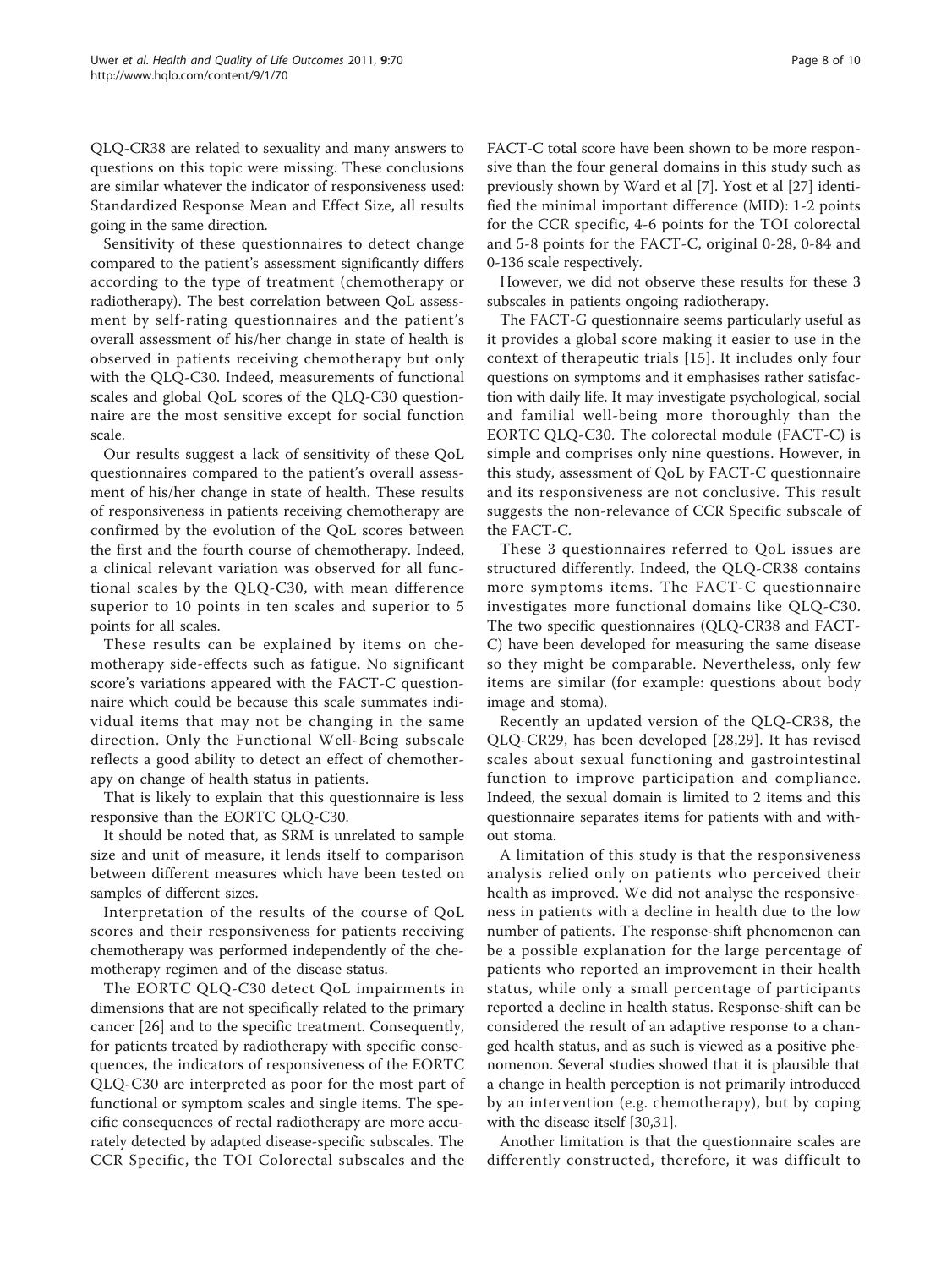QLQ-CR38 are related to sexuality and many answers to questions on this topic were missing. These conclusions are similar whatever the indicator of responsiveness used: Standardized Response Mean and Effect Size, all results going in the same direction.

Sensitivity of these questionnaires to detect change compared to the patient's assessment significantly differs according to the type of treatment (chemotherapy or radiotherapy). The best correlation between QoL assessment by self-rating questionnaires and the patient's overall assessment of his/her change in state of health is observed in patients receiving chemotherapy but only with the QLQ-C30. Indeed, measurements of functional scales and global QoL scores of the QLQ-C30 questionnaire are the most sensitive except for social function scale.

Our results suggest a lack of sensitivity of these QoL questionnaires compared to the patient's overall assessment of his/her change in state of health. These results of responsiveness in patients receiving chemotherapy are confirmed by the evolution of the QoL scores between the first and the fourth course of chemotherapy. Indeed, a clinical relevant variation was observed for all functional scales by the QLQ-C30, with mean difference superior to 10 points in ten scales and superior to 5 points for all scales.

These results can be explained by items on chemotherapy side-effects such as fatigue. No significant score's variations appeared with the FACT-C questionnaire which could be because this scale summates individual items that may not be changing in the same direction. Only the Functional Well-Being subscale reflects a good ability to detect an effect of chemotherapy on change of health status in patients.

That is likely to explain that this questionnaire is less responsive than the EORTC QLQ-C30.

It should be noted that, as SRM is unrelated to sample size and unit of measure, it lends itself to comparison between different measures which have been tested on samples of different sizes.

Interpretation of the results of the course of QoL scores and their responsiveness for patients receiving chemotherapy was performed independently of the chemotherapy regimen and of the disease status.

The EORTC QLQ-C30 detect QoL impairments in dimensions that are not specifically related to the primary cancer [26] and to the specific treatment. Consequently, for patients treated by radiotherapy with specific consequences, the indicators of responsiveness of the EORTC QLQ-C30 are interpreted as poor for the most part of functional or symptom scales and single items. The specific consequences of rectal radiotherapy are more accurately detected by adapted disease-specific subscales. The CCR Specific, the TOI Colorectal subscales and the FACT-C total score have been shown to be more responsive than the four general domains in this study such as previously shown by Ward et al [7]. Yost et al [27] identified the minimal important difference (MID): 1-2 points for the CCR specific, 4-6 points for the TOI colorectal and 5-8 points for the FACT-C, original 0-28, 0-84 and 0-136 scale respectively.

However, we did not observe these results for these 3 subscales in patients ongoing radiotherapy.

The FACT-G questionnaire seems particularly useful as it provides a global score making it easier to use in the context of therapeutic trials [15]. It includes only four questions on symptoms and it emphasises rather satisfaction with daily life. It may investigate psychological, social and familial well-being more thoroughly than the EORTC QLQ-C30. The colorectal module (FACT-C) is simple and comprises only nine questions. However, in this study, assessment of QoL by FACT-C questionnaire and its responsiveness are not conclusive. This result suggests the non-relevance of CCR Specific subscale of the FACT-C.

These 3 questionnaires referred to QoL issues are structured differently. Indeed, the QLQ-CR38 contains more symptoms items. The FACT-C questionnaire investigates more functional domains like QLQ-C30. The two specific questionnaires (QLQ-CR38 and FACT-C) have been developed for measuring the same disease so they might be comparable. Nevertheless, only few items are similar (for example: questions about body image and stoma).

Recently an updated version of the QLQ-CR38, the QLQ-CR29, has been developed [28,29]. It has revised scales about sexual functioning and gastrointestinal function to improve participation and compliance. Indeed, the sexual domain is limited to 2 items and this questionnaire separates items for patients with and without stoma.

A limitation of this study is that the responsiveness analysis relied only on patients who perceived their health as improved. We did not analyse the responsiveness in patients with a decline in health due to the low number of patients. The response-shift phenomenon can be a possible explanation for the large percentage of patients who reported an improvement in their health status, while only a small percentage of participants reported a decline in health status. Response-shift can be considered the result of an adaptive response to a changed health status, and as such is viewed as a positive phenomenon. Several studies showed that it is plausible that a change in health perception is not primarily introduced by an intervention (e.g. chemotherapy), but by coping with the disease itself [30,31].

Another limitation is that the questionnaire scales are differently constructed, therefore, it was difficult to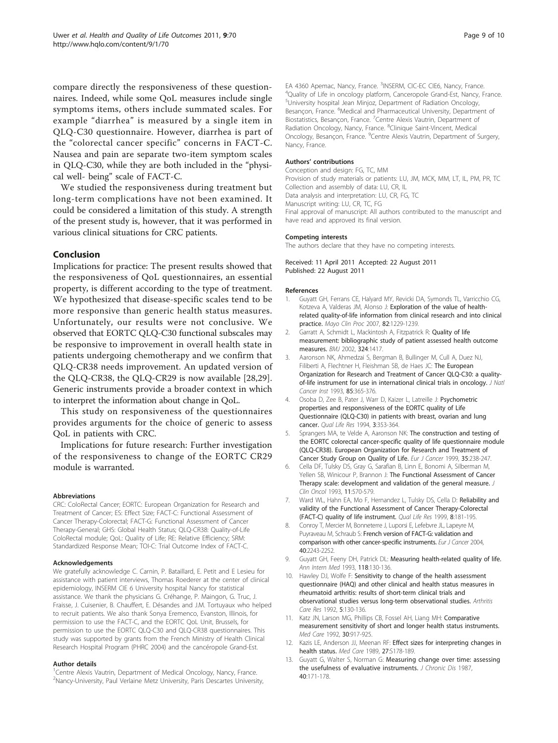compare directly the responsiveness of these questionnaires. Indeed, while some QoL measures include single symptoms items, others include summated scales. For example "diarrhea" is measured by a single item in QLQ-C30 questionnaire. However, diarrhea is part of the "colorectal cancer specific" concerns in FACT-C. Nausea and pain are separate two-item symptom scales in QLQ-C30, while they are both included in the "physical well- being" scale of FACT-C.

We studied the responsiveness during treatment but long-term complications have not been examined. It could be considered a limitation of this study. A strength of the present study is, however, that it was performed in various clinical situations for CRC patients.

## Conclusion

Implications for practice: The present results showed that the responsiveness of QoL questionnaires, an essential property, is different according to the type of treatment. We hypothesized that disease-specific scales tend to be more responsive than generic health status measures. Unfortunately, our results were not conclusive. We observed that EORTC QLQ-C30 functional subscales may be responsive to improvement in overall health state in patients undergoing chemotherapy and we confirm that QLQ-CR38 needs improvement. An updated version of the QLQ-CR38, the QLQ-CR29 is now available [28,29]. Generic instruments provide a broader context in which to interpret the information about change in QoL.

This study on responsiveness of the questionnaires provides arguments for the choice of generic to assess QoL in patients with CRC.

Implications for future research: Further investigation of the responsiveness to change of the EORTC CR29 module is warranted.

#### Abbreviations

CRC: ColoRectal Cancer; EORTC: European Organization for Research and Treatment of Cancer; ES: Effect Size; FACT-C: Functional Assessment of Cancer Therapy-Colorectal; FACT-G: Functional Assessment of Cancer Therapy-General; GHS: Global Health Status; QLQ-CR38: Quality-of-Life ColoRectal module; QoL: Quality of Life; RE: Relative Efficiency; SRM: Standardized Response Mean; TOI-C: Trial Outcome Index of FACT-C.

#### Acknowledgements

We gratefully acknowledge C. Carnin, P. Bataillard, E. Petit and E Lesieu for assistance with patient interviews, Thomas Roederer at the center of clinical epidemiology, INSERM CIE 6 University hospital Nancy for statistical assistance. We thank the physicians G. Créhange, P. Maingon, G. Truc, J. Fraisse, J. Cuisenier, B. Chauffert, E. Désandes and J.M. Tortuyaux who helped to recruit patients. We also thank Sonya Eremenco, Evanston, Illinois, for permission to use the FACT-C, and the EORTC QoL Unit, Brussels, for permission to use the EORTC QLQ-C30 and QLQ-CR38 questionnaires. This study was supported by grants from the French Ministry of Health Clinical Research Hospital Program (PHRC 2004) and the cancéropole Grand-Est.

#### Author details

[1]Centre Alexis Vautrin, Department of Medical Oncology, Nancy, France. [2]Nancy-University, Paul Verlaine Metz University, Paris Descartes University, EA 4360 Apemac, Nancy, France. [3]INSERM, CIC-EC CIE6, Nancy, France. [4]Quality of Life in oncology platform, Canceropole Grand-Est, Nancy, France. [5]University hospital Jean Minjoz, Department of Radiation Oncology, Besançon, France. [6]Medical and Pharmaceutical University, Department of Biostatistics, Besançon, France. [7]Centre Alexis Vautrin, Department of Radiation Oncology, Nancy, France. [8]Clinique Saint-Vincent, Medical Oncology, Besançon, France. [9]Centre Alexis Vautrin, Department of Surgery, Nancy, France.

#### Authors' contributions

Conception and design: FG, TC, MM
Provision of study materials or patients: LU, JM, MCK, MM, LT, IL, PM, PR, TC
Collection and assembly of data: LU, CR, IL
Data analysis and interpretation: LU, CR, FG, TC
Manuscript writing: LU, CR, TC, FG
Final approval of manuscript: All authors contributed to the manuscript and have read and approved its final version.

#### Competing interests

The authors declare that they have no competing interests.

Received: 11 April 2011 Accepted: 22 August 2011
Published: 22 August 2011

#### References

1. Guyatt GH, Ferrans CE, Halyard MY, Revicki DA, Symonds TL, Varricchio CG, Kotzeva A, Valderas JM, Alonso J: Exploration of the value of health-related quality-of-life information from clinical research and into clinical practice. *Mayo Clin Proc* 2007, **82**:1229-1239.
2. Garratt A, Schmidt L, Mackintosh A, Fitzpatrick R: Quality of life measurement: bibliographic study of patient assessed health outcome measures. *BMJ* 2002, **324**:1417.
3. Aaronson NK, Ahmedzai S, Bergman B, Bullinger M, Cull A, Duez NJ, Filiberti A, Flechtner H, Fleishman SB, de Haes JC: The European Organization for Research and Treatment of Cancer QLQ-C30: a quality-of-life instrument for use in international clinical trials in oncology. *J Natl Cancer Inst* 1993, **85**:365-376.
4. Osoba D, Zee B, Pater J, Warr D, Kaizer L, Latreille J: Psychometric properties and responsiveness of the EORTC quality of Life Questionnaire (QLQ-C30) in patients with breast, ovarian and lung cancer. *Qual Life Res* 1994, **3**:353-364.
5. Sprangers MA, te Velde A, Aaronson NK: The construction and testing of the EORTC colorectal cancer-specific quality of life questionnaire module (QLQ-CR38). European Organization for Research and Treatment of Cancer Study Group on Quality of Life. *Eur J Cancer* 1999, **35**:238-247.
6. Cella DF, Tulsky DS, Gray G, Sarafian B, Linn E, Bonomi A, Silberman M, Yellen SB, Winicour P, Brannon J: The Functional Assessment of Cancer Therapy scale: development and validation of the general measure. *J Clin Oncol* 1993, **11**:570-579.
7. Ward WL, Hahn EA, Mo F, Hernandez L, Tulsky DS, Cella D: Reliability and validity of the Functional Assessment of Cancer Therapy-Colorectal (FACT-C) quality of life instrument. *Qual Life Res* 1999, **8**:181-195.
8. Conroy T, Mercier M, Bonneterre J, Luporsi E, Lefebvre JL, Lapeyre M, Puyraveau M, Schraub S: French version of FACT-G: validation and comparison with other cancer-specific instruments. *Eur J Cancer* 2004, **40**:2243-2252.
9. Guyatt GH, Feeny DH, Patrick DL: Measuring health-related quality of life. *Ann Intern Med* 1993, **118**:130-136.
10. Hawley DJ, Wolfe F: Sensitivity to change of the health assessment questionnaire (HAQ) and other clinical and health status measures in rheumatoid arthritis: results of short-term clinical trials and observational studies versus long-term observational studies. *Arthritis Care Res* 1992, **5**:130-136.
11. Katz JN, Larson MG, Phillips CB, Fossel AH, Liang MH: Comparative measurement sensitivity of short and longer health status instruments. *Med Care* 1992, **30**:917-925.
12. Kazis LE, Anderson JJ, Meenan RF: Effect sizes for interpreting changes in health status. *Med Care* 1989, **27**:S178-189.
13. Guyatt G, Walter S, Norman G: Measuring change over time: assessing the usefulness of evaluative instruments. *J Chronic Dis* 1987, **40**:171-178.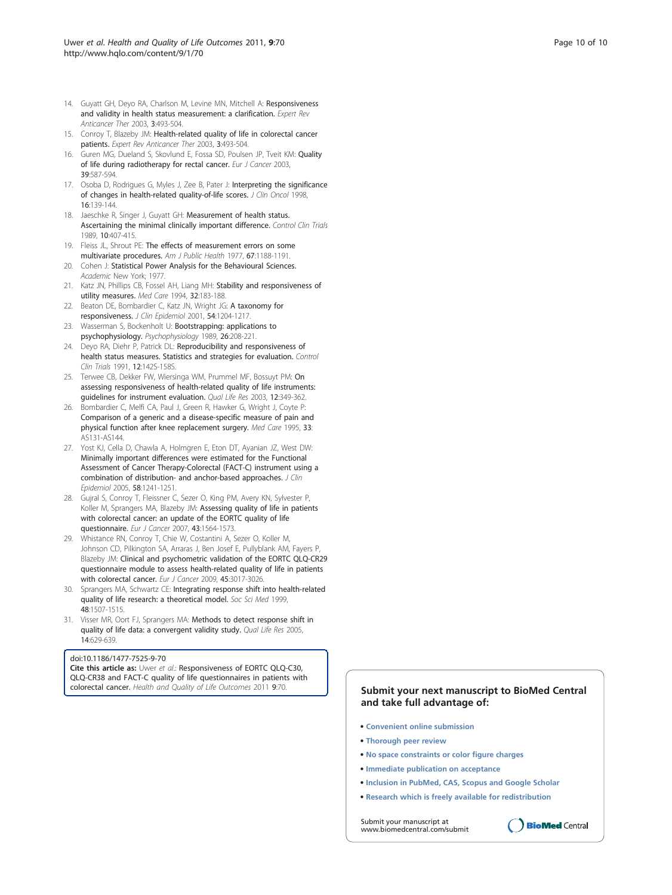14. Guyatt GH, Deyo RA, Charlson M, Levine MN, Mitchell A: **Responsiveness and validity in health status measurement: a clarification.** *Expert Rev Anticancer Ther* 2003, **3**:493-504.
15. Conroy T, Blazeby JM: **Health-related quality of life in colorectal cancer patients.** *Expert Rev Anticancer Ther* 2003, **3**:493-504.
16. Guren MG, Dueland S, Skovlund E, Fossa SD, Poulsen JP, Tveit KM: **Quality of life during radiotherapy for rectal cancer.** *Eur J Cancer* 2003, **39**:587-594.
17. Osoba D, Rodrigues G, Myles J, Zee B, Pater J: **Interpreting the significance of changes in health-related quality-of-life scores.** *J Clin Oncol* 1998, **16**:139-144.
18. Jaeschke R, Singer J, Guyatt GH: **Measurement of health status. Ascertaining the minimal clinically important difference.** *Control Clin Trials* 1989, **10**:407-415.
19. Fleiss JL, Shrout PE: **The effects of measurement errors on some multivariate procedures.** *Am J Public Health* 1977, **67**:1188-1191.
20. Cohen J: **Statistical Power Analysis for the Behavioural Sciences.** *Academic* New York; 1977.
21. Katz JN, Phillips CB, Fossel AH, Liang MH: **Stability and responsiveness of utility measures.** *Med Care* 1994, **32**:183-188.
22. Beaton DE, Bombardier C, Katz JN, Wright JG: **A taxonomy for responsiveness.** *J Clin Epidemiol* 2001, **54**:1204-1217.
23. Wasserman S, Bockenholt U: **Bootstrapping: applications to psychophysiology.** *Psychophysiology* 1989, **26**:208-221.
24. Deyo RA, Diehr P, Patrick DL: **Reproducibility and responsiveness of health status measures. Statistics and strategies for evaluation.** *Control Clin Trials* 1991, **12**:142S-158S.
25. Terwee CB, Dekker FW, Wiersinga WM, Prummel MF, Bossuyt PM: **On assessing responsiveness of health-related quality of life instruments: guidelines for instrument evaluation.** *Qual Life Res* 2003, **12**:349-362.
26. Bombardier C, Melfi CA, Paul J, Green R, Hawker G, Wright J, Coyte P: **Comparison of a generic and a disease-specific measure of pain and physical function after knee replacement surgery.** *Med Care* 1995, **33**: AS131-AS144.
27. Yost KJ, Cella D, Chawla A, Holmgren E, Eton DT, Ayanian JZ, West DW: **Minimally important differences were estimated for the Functional Assessment of Cancer Therapy-Colorectal (FACT-C) instrument using a combination of distribution- and anchor-based approaches.** *J Clin Epidemiol* 2005, **58**:1241-1251.
28. Gujral S, Conroy T, Fleissner C, Sezer O, King PM, Avery KN, Sylvester P, Koller M, Sprangers MA, Blazeby JM: **Assessing quality of life in patients with colorectal cancer: an update of the EORTC quality of life questionnaire.** *Eur J Cancer* 2007, **43**:1564-1573.
29. Whistance RN, Conroy T, Chie W, Costantini A, Sezer O, Koller M, Johnson CD, Pilkington SA, Arraras J, Ben Josef E, Pullyblank AM, Fayers P, Blazeby JM: **Clinical and psychometric validation of the EORTC QLQ-CR29 questionnaire module to assess health-related quality of life in patients with colorectal cancer.** *Eur J Cancer* 2009, **45**:3017-3026.
30. Sprangers MA, Schwartz CE: **Integrating response shift into health-related quality of life research: a theoretical model.** *Soc Sci Med* 1999, **48**:1507-1515.
31. Visser MR, Oort FJ, Sprangers MA: **Methods to detect response shift in quality of life data: a convergent validity study.** *Qual Life Res* 2005, **14**:629-639.

doi:10.1186/1477-7525-9-70

**Cite this article as:** Uwer *et al.*: Responsiveness of EORTC QLQ-C30, QLQ-CR38 and FACT-C quality of life questionnaires in patients with colorectal cancer. *Health and Quality of Life Outcomes* 2011 **9**:70.

**Submit your next manuscript to BioMed Central and take full advantage of:**

- Convenient online submission
- Thorough peer review
- No space constraints or color figure charges
- Immediate publication on acceptance
- Inclusion in PubMed, CAS, Scopus and Google Scholar
- Research which is freely available for redistribution

Submit your manuscript at www.biomedcentral.com/submit

BioMed Central